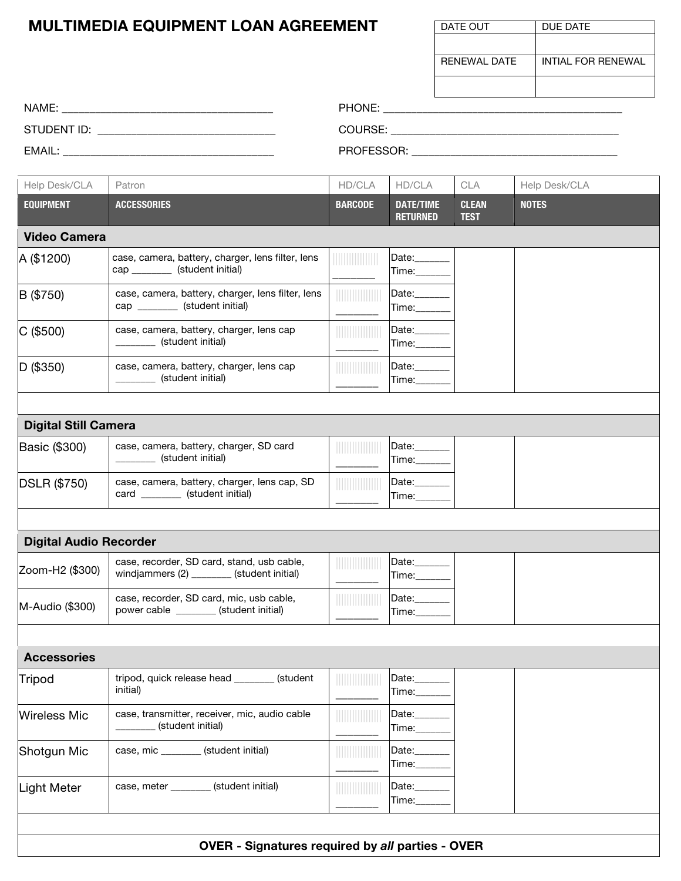# MULTIMEDIA EQUIPMENT LOAN AGREEMENT

| DATE OUT | DUE DATE |
|---|---|
| | |
| RENEWAL DATE | INTIAL FOR RENEWAL |
| | |

NAME: ___________________________________

STUDENT ID: ______________________________

EMAIL: ___________________________________

PHONE: ________________________________________

COURSE: ______________________________________

PROFESSOR: ___________________________________

| Help Desk/CLA | Patron | HD/CLA | HD/CLA | CLA | Help Desk/CLA |
|---|---|---|---|---|---|
| **EQUIPMENT** | **ACCESSORIES** | **BARCODE** | **DATE/TIME RETURNED** | **CLEAN TEST** | **NOTES** |
| **Video Camera** | | | | | |
| A ($1200) | case, camera, battery, charger, lens filter, lens cap _______ (student initial) | _______ | Date:______ Time:______ | | |
| B ($750) | case, camera, battery, charger, lens filter, lens cap _______ (student initial) | _______ | Date:______ Time:______ | | |
| C ($500) | case, camera, battery, charger, lens cap _______ (student initial) | _______ | Date:______ Time:______ | | |
| D ($350) | case, camera, battery, charger, lens cap _______ (student initial) | _______ | Date:______ Time:______ | | |
| | | | | | |
| **Digital Still Camera** | | | | | |
| Basic ($300) | case, camera, battery, charger, SD card _______ (student initial) | _______ | Date:______ Time:______ | | |
| DSLR ($750) | case, camera, battery, charger, lens cap, SD card _______ (student initial) | _______ | Date:______ Time:______ | | |
| | | | | | |
| **Digital Audio Recorder** | | | | | |
| Zoom-H2 ($300) | case, recorder, SD card, stand, usb cable, windjammers (2) _______ (student initial) | _______ | Date:______ Time:______ | | |
| M-Audio ($300) | case, recorder, SD card, mic, usb cable, power cable _______ (student initial) | _______ | Date:______ Time:______ | | |
| | | | | | |
| **Accessories** | | | | | |
| Tripod | tripod, quick release head _______ (student initial) | _______ | Date:______ Time:______ | | |
| Wireless Mic | case, transmitter, receiver, mic, audio cable _______ (student initial) | _______ | Date:______ Time:______ | | |
| Shotgun Mic | case, mic _______ (student initial) | _______ | Date:______ Time:______ | | |
| Light Meter | case, meter _______ (student initial) | _______ | Date:______ Time:______ | | |
| | | | | | |

**OVER - Signatures required by *all* parties - OVER**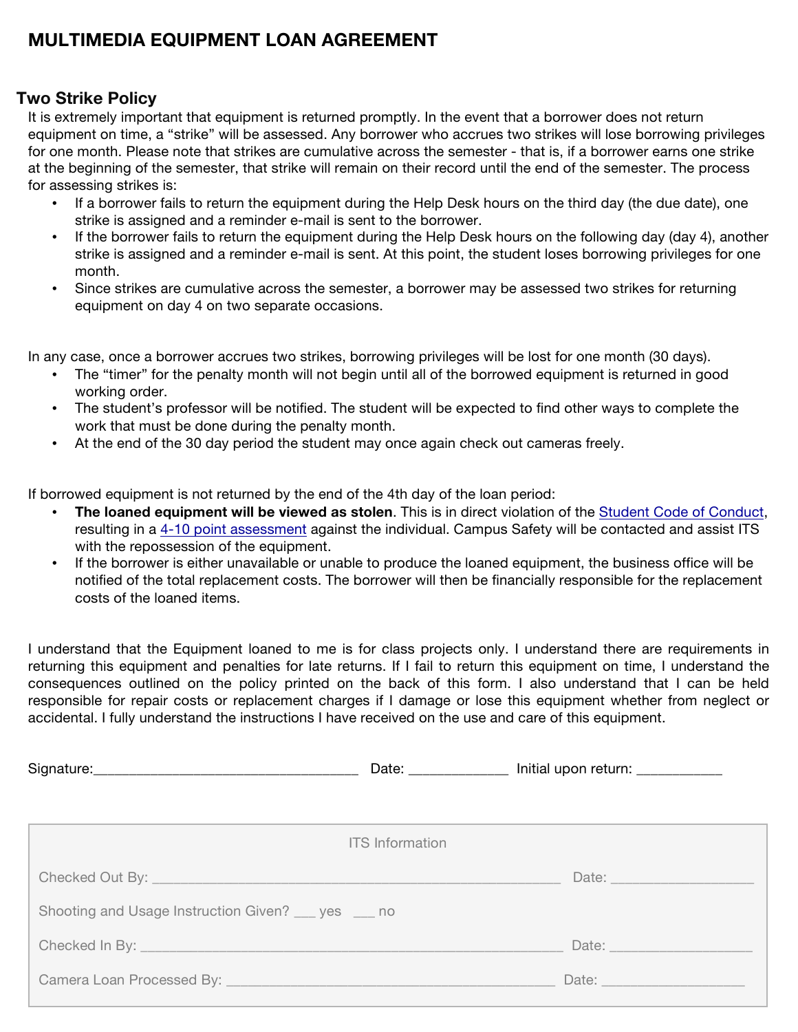# MULTIMEDIA EQUIPMENT LOAN AGREEMENT

## Two Strike Policy

It is extremely important that equipment is returned promptly. In the event that a borrower does not return equipment on time, a "strike" will be assessed. Any borrower who accrues two strikes will lose borrowing privileges for one month. Please note that strikes are cumulative across the semester - that is, if a borrower earns one strike at the beginning of the semester, that strike will remain on their record until the end of the semester. The process for assessing strikes is:

- If a borrower fails to return the equipment during the Help Desk hours on the third day (the due date), one strike is assigned and a reminder e-mail is sent to the borrower.
- If the borrower fails to return the equipment during the Help Desk hours on the following day (day 4), another strike is assigned and a reminder e-mail is sent. At this point, the student loses borrowing privileges for one month.
- Since strikes are cumulative across the semester, a borrower may be assessed two strikes for returning equipment on day 4 on two separate occasions.

In any case, once a borrower accrues two strikes, borrowing privileges will be lost for one month (30 days).

- The "timer" for the penalty month will not begin until all of the borrowed equipment is returned in good working order.
- The student's professor will be notified. The student will be expected to find other ways to complete the work that must be done during the penalty month.
- At the end of the 30 day period the student may once again check out cameras freely.

If borrowed equipment is not returned by the end of the 4th day of the loan period:

- **The loaned equipment will be viewed as stolen**. This is in direct violation of the Student Code of Conduct, resulting in a 4-10 point assessment against the individual. Campus Safety will be contacted and assist ITS with the repossession of the equipment.
- If the borrower is either unavailable or unable to produce the loaned equipment, the business office will be notified of the total replacement costs. The borrower will then be financially responsible for the replacement costs of the loaned items.

I understand that the Equipment loaned to me is for class projects only. I understand there are requirements in returning this equipment and penalties for late returns. If I fail to return this equipment on time, I understand the consequences outlined on the policy printed on the back of this form. I also understand that I can be held responsible for repair costs or replacement charges if I damage or lose this equipment whether from neglect or accidental. I fully understand the instructions I have received on the use and care of this equipment.

Signature:___________________________________ Date: _____________ Initial upon return: ___________

ITS Information

Checked Out By: ______________________________________________________ Date: __________________

Shooting and Usage Instruction Given? ___ yes ___ no

Checked In By: _______________________________________________________ Date: __________________

Camera Loan Processed By: ____________________________________________ Date: __________________